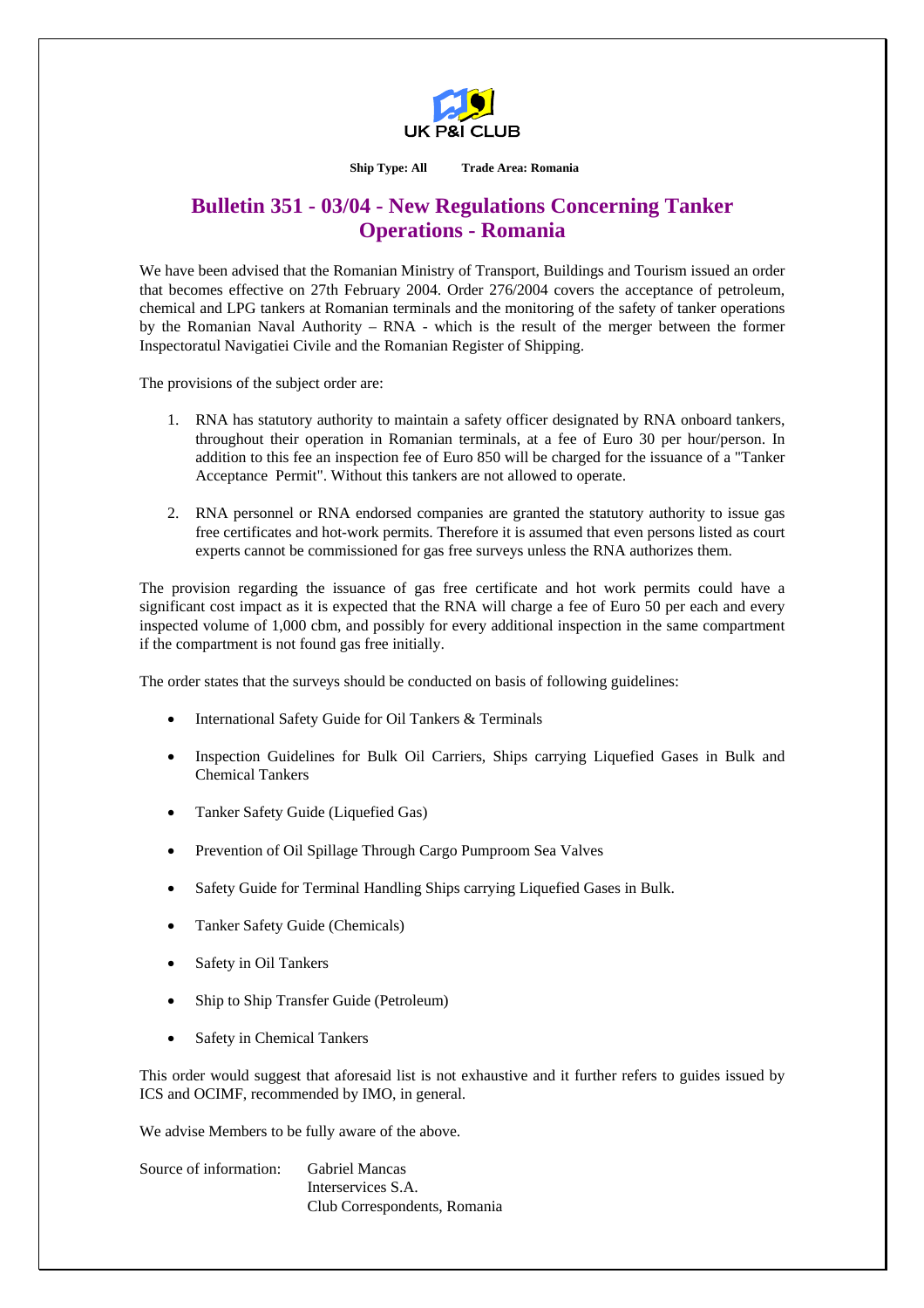UK P&I CLUB

**Ship Type: All** **Trade Area: Romania**

# Bulletin 351 - 03/04 - New Regulations Concerning Tanker Operations - Romania

We have been advised that the Romanian Ministry of Transport, Buildings and Tourism issued an order that becomes effective on 27th February 2004. Order 276/2004 covers the acceptance of petroleum, chemical and LPG tankers at Romanian terminals and the monitoring of the safety of tanker operations by the Romanian Naval Authority – RNA - which is the result of the merger between the former Inspectoratul Navigatiei Civile and the Romanian Register of Shipping.

The provisions of the subject order are:

1. RNA has statutory authority to maintain a safety officer designated by RNA onboard tankers, throughout their operation in Romanian terminals, at a fee of Euro 30 per hour/person. In addition to this fee an inspection fee of Euro 850 will be charged for the issuance of a "Tanker Acceptance Permit". Without this tankers are not allowed to operate.
2. RNA personnel or RNA endorsed companies are granted the statutory authority to issue gas free certificates and hot-work permits. Therefore it is assumed that even persons listed as court experts cannot be commissioned for gas free surveys unless the RNA authorizes them.

The provision regarding the issuance of gas free certificate and hot work permits could have a significant cost impact as it is expected that the RNA will charge a fee of Euro 50 per each and every inspected volume of 1,000 cbm, and possibly for every additional inspection in the same compartment if the compartment is not found gas free initially.

The order states that the surveys should be conducted on basis of following guidelines:

- International Safety Guide for Oil Tankers & Terminals
- Inspection Guidelines for Bulk Oil Carriers, Ships carrying Liquefied Gases in Bulk and Chemical Tankers
- Tanker Safety Guide (Liquefied Gas)
- Prevention of Oil Spillage Through Cargo Pumproom Sea Valves
- Safety Guide for Terminal Handling Ships carrying Liquefied Gases in Bulk.
- Tanker Safety Guide (Chemicals)
- Safety in Oil Tankers
- Ship to Ship Transfer Guide (Petroleum)
- Safety in Chemical Tankers

This order would suggest that aforesaid list is not exhaustive and it further refers to guides issued by ICS and OCIMF, recommended by IMO, in general.

We advise Members to be fully aware of the above.

Source of information: Gabriel Mancas
Interservices S.A.
Club Correspondents, Romania